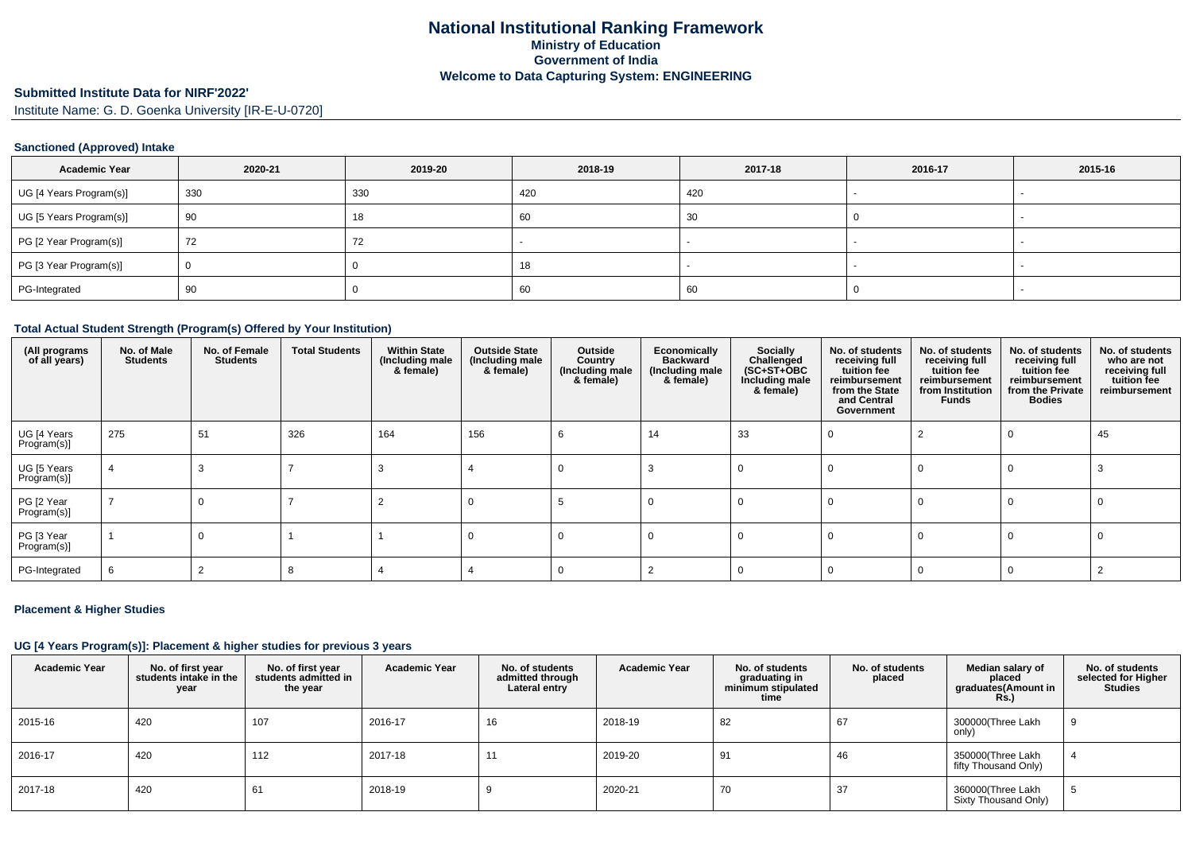# National Institutional Ranking Framework
## Ministry of Education
## Government of India
## Welcome to Data Capturing System: ENGINEERING

**Submitted Institute Data for NIRF'2022'**

Institute Name: G. D. Goenka University [IR-E-U-0720]

### Sanctioned (Approved) Intake

| Academic Year | 2020-21 | 2019-20 | 2018-19 | 2017-18 | 2016-17 | 2015-16 |
|---|---|---|---|---|---|---|
| UG [4 Years Program(s)] | 330 | 330 | 420 | 420 | - | - |
| UG [5 Years Program(s)] | 90 | 18 | 60 | 30 | 0 | - |
| PG [2 Year Program(s)] | 72 | 72 | - | - | - | - |
| PG [3 Year Program(s)] | 0 | 0 | 18 | - | - | - |
| PG-Integrated | 90 | 0 | 60 | 60 | 0 | - |

### Total Actual Student Strength (Program(s) Offered by Your Institution)

| (All programs of all years) | No. of Male Students | No. of Female Students | Total Students | Within State (Including male & female) | Outside State (Including male & female) | Outside Country (Including male & female) | Economically Backward (Including male & female) | Socially Challenged (SC+ST+OBC Including male & female) | No. of students receiving full tuition fee reimbursement from the State and Central Government | No. of students receiving full tuition fee reimbursement from Institution Funds | No. of students receiving full tuition fee reimbursement from the Private Bodies | No. of students who are not receiving full tuition fee reimbursement |
|---|---|---|---|---|---|---|---|---|---|---|---|---|
| UG [4 Years Program(s)] | 275 | 51 | 326 | 164 | 156 | 6 | 14 | 33 | 0 | 2 | 0 | 45 |
| UG [5 Years Program(s)] | 4 | 3 | 7 | 3 | 4 | 0 | 3 | 0 | 0 | 0 | 0 | 3 |
| PG [2 Year Program(s)] | 7 | 0 | 7 | 2 | 0 | 5 | 0 | 0 | 0 | 0 | 0 | 0 |
| PG [3 Year Program(s)] | 1 | 0 | 1 | 1 | 0 | 0 | 0 | 0 | 0 | 0 | 0 | 0 |
| PG-Integrated | 6 | 2 | 8 | 4 | 4 | 0 | 2 | 0 | 0 | 0 | 0 | 2 |

### Placement & Higher Studies

### UG [4 Years Program(s)]: Placement & higher studies for previous 3 years

| Academic Year | No. of first year students intake in the year | No. of first year students admitted in the year | Academic Year | No. of students admitted through Lateral entry | Academic Year | No. of students graduating in minimum stipulated time | No. of students placed | Median salary of placed graduates(Amount in Rs.) | No. of students selected for Higher Studies |
|---|---|---|---|---|---|---|---|---|---|
| 2015-16 | 420 | 107 | 2016-17 | 16 | 2018-19 | 82 | 67 | 300000(Three Lakh only) | 9 |
| 2016-17 | 420 | 112 | 2017-18 | 11 | 2019-20 | 91 | 46 | 350000(Three Lakh fifty Thousand Only) | 4 |
| 2017-18 | 420 | 61 | 2018-19 | 9 | 2020-21 | 70 | 37 | 360000(Three Lakh Sixty Thousand Only) | 5 |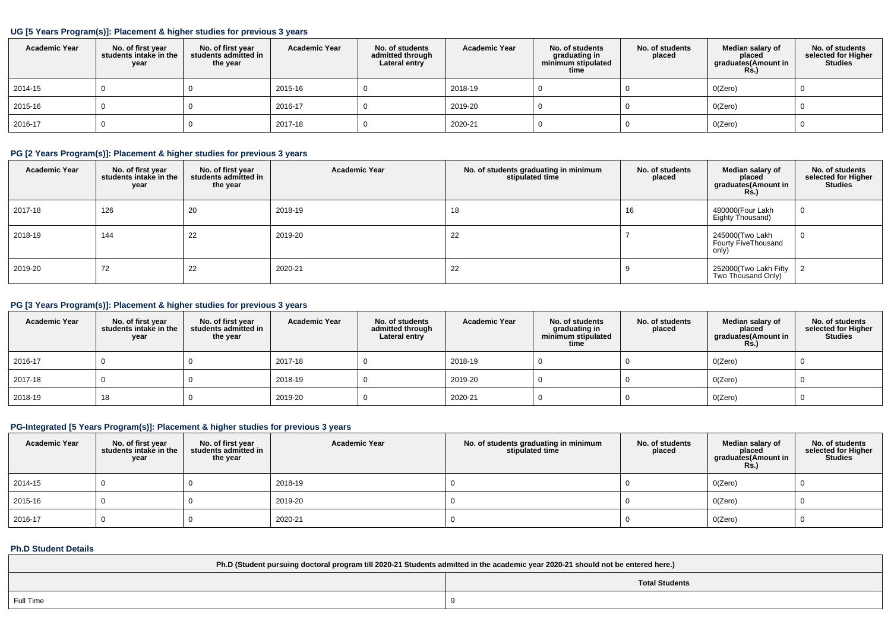### UG [5 Years Program(s)]: Placement & higher studies for previous 3 years

| Academic Year | No. of first year students intake in the year | No. of first year students admitted in the year | Academic Year | No. of students admitted through Lateral entry | Academic Year | No. of students graduating in minimum stipulated time | No. of students placed | Median salary of placed graduates(Amount in Rs.) | No. of students selected for Higher Studies |
|---|---|---|---|---|---|---|---|---|---|
| 2014-15 | 0 | 0 | 2015-16 | 0 | 2018-19 | 0 | 0 | 0(Zero) | 0 |
| 2015-16 | 0 | 0 | 2016-17 | 0 | 2019-20 | 0 | 0 | 0(Zero) | 0 |
| 2016-17 | 0 | 0 | 2017-18 | 0 | 2020-21 | 0 | 0 | 0(Zero) | 0 |

### PG [2 Years Program(s)]: Placement & higher studies for previous 3 years

| Academic Year | No. of first year students intake in the year | No. of first year students admitted in the year | Academic Year | No. of students graduating in minimum stipulated time | No. of students placed | Median salary of placed graduates(Amount in Rs.) | No. of students selected for Higher Studies |
|---|---|---|---|---|---|---|---|
| 2017-18 | 126 | 20 | 2018-19 | 18 | 16 | 480000(Four Lakh Eighty Thousand) | 0 |
| 2018-19 | 144 | 22 | 2019-20 | 22 | 7 | 245000(Two Lakh Fourty FiveThousand only) | 0 |
| 2019-20 | 72 | 22 | 2020-21 | 22 | 9 | 252000(Two Lakh Fifty Two Thousand Only) | 2 |

### PG [3 Years Program(s)]: Placement & higher studies for previous 3 years

| Academic Year | No. of first year students intake in the year | No. of first year students admitted in the year | Academic Year | No. of students admitted through Lateral entry | Academic Year | No. of students graduating in minimum stipulated time | No. of students placed | Median salary of placed graduates(Amount in Rs.) | No. of students selected for Higher Studies |
|---|---|---|---|---|---|---|---|---|---|
| 2016-17 | 0 | 0 | 2017-18 | 0 | 2018-19 | 0 | 0 | 0(Zero) | 0 |
| 2017-18 | 0 | 0 | 2018-19 | 0 | 2019-20 | 0 | 0 | 0(Zero) | 0 |
| 2018-19 | 18 | 0 | 2019-20 | 0 | 2020-21 | 0 | 0 | 0(Zero) | 0 |

### PG-Integrated [5 Years Program(s)]: Placement & higher studies for previous 3 years

| Academic Year | No. of first year students intake in the year | No. of first year students admitted in the year | Academic Year | No. of students graduating in minimum stipulated time | No. of students placed | Median salary of placed graduates(Amount in Rs.) | No. of students selected for Higher Studies |
|---|---|---|---|---|---|---|---|
| 2014-15 | 0 | 0 | 2018-19 | 0 | 0 | 0(Zero) | 0 |
| 2015-16 | 0 | 0 | 2019-20 | 0 | 0 | 0(Zero) | 0 |
| 2016-17 | 0 | 0 | 2020-21 | 0 | 0 | 0(Zero) | 0 |

### Ph.D Student Details

| Ph.D (Student pursuing doctoral program till 2020-21 Students admitted in the academic year 2020-21 should not be entered here.) | |
|---|---|
| | Total Students |
| Full Time | 9 |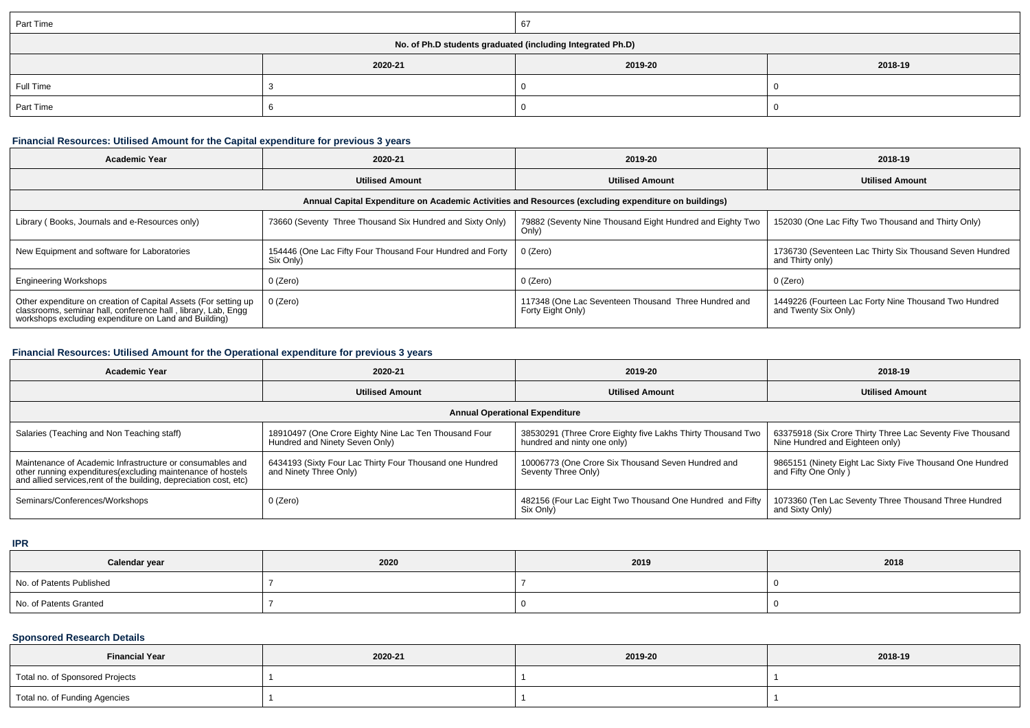| Part Time | 67 | | |
|---|---|---|---|
| **No. of Ph.D students graduated (including Integrated Ph.D)** | | | |
| | **2020-21** | **2019-20** | **2018-19** |
| Full Time | 3 | 0 | 0 |
| Part Time | 6 | 0 | 0 |

### Financial Resources: Utilised Amount for the Capital expenditure for previous 3 years

| Academic Year | 2020-21 | 2019-20 | 2018-19 |
|---|---|---|---|
| | **Utilised Amount** | **Utilised Amount** | **Utilised Amount** |
| **Annual Capital Expenditure on Academic Activities and Resources (excluding expenditure on buildings)** | | | |
| Library ( Books, Journals and e-Resources only) | 73660 (Seventy Three Thousand Six Hundred and Sixty Only) | 79882 (Seventy Nine Thousand Eight Hundred and Eighty Two Only) | 152030 (One Lac Fifty Two Thousand and Thirty Only) |
| New Equipment and software for Laboratories | 154446 (One Lac Fifty Four Thousand Four Hundred and Forty Six Only) | 0 (Zero) | 1736730 (Seventeen Lac Thirty Six Thousand Seven Hundred and Thirty only) |
| Engineering Workshops | 0 (Zero) | 0 (Zero) | 0 (Zero) |
| Other expenditure on creation of Capital Assets (For setting up classrooms, seminar hall, conference hall , library, Lab, Engg workshops excluding expenditure on Land and Building) | 0 (Zero) | 117348 (One Lac Seventeen Thousand Three Hundred and Forty Eight Only) | 1449226 (Fourteen Lac Forty Nine Thousand Two Hundred and Twenty Six Only) |

### Financial Resources: Utilised Amount for the Operational expenditure for previous 3 years

| Academic Year | 2020-21 | 2019-20 | 2018-19 |
|---|---|---|---|
| | **Utilised Amount** | **Utilised Amount** | **Utilised Amount** |
| **Annual Operational Expenditure** | | | |
| Salaries (Teaching and Non Teaching staff) | 18910497 (One Crore Eighty Nine Lac Ten Thousand Four Hundred and Ninety Seven Only) | 38530291 (Three Crore Eighty five Lakhs Thirty Thousand Two hundred and ninty one only) | 63375918 (Six Crore Thirty Three Lac Seventy Five Thousand Nine Hundred and Eighteen only) |
| Maintenance of Academic Infrastructure or consumables and other running expenditures(excluding maintenance of hostels and allied services,rent of the building, depreciation cost, etc) | 6434193 (Sixty Four Lac Thirty Four Thousand one Hundred and Ninety Three Only) | 10006773 (One Crore Six Thousand Seven Hundred and Seventy Three Only) | 9865151 (Ninety Eight Lac Sixty Five Thousand One Hundred and Fifty One Only ) |
| Seminars/Conferences/Workshops | 0 (Zero) | 482156 (Four Lac Eight Two Thousand One Hundred and Fifty Six Only) | 1073360 (Ten Lac Seventy Three Thousand Three Hundred and Sixty Only) |

### IPR

| Calendar year | 2020 | 2019 | 2018 |
|---|---|---|---|
| No. of Patents Published | 7 | 7 | 0 |
| No. of Patents Granted | 7 | 0 | 0 |

### Sponsored Research Details

| Financial Year | 2020-21 | 2019-20 | 2018-19 |
|---|---|---|---|
| Total no. of Sponsored Projects | 1 | 1 | 1 |
| Total no. of Funding Agencies | 1 | 1 | 1 |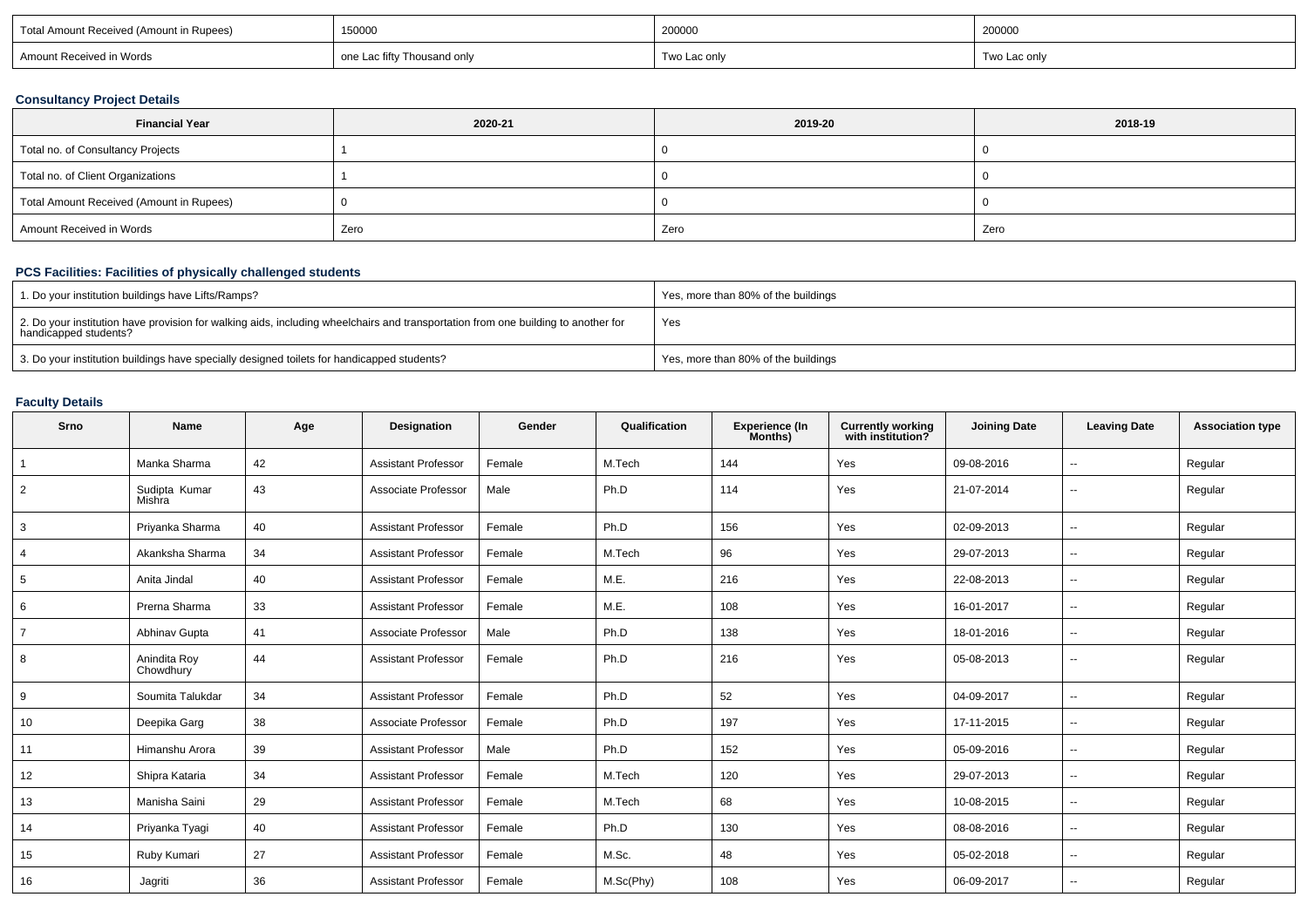| Total Amount Received (Amount in Rupees) | 150000 | 200000 | 200000 |
|---|---|---|---|
| Amount Received in Words | one Lac fifty Thousand only | Two Lac only | Two Lac only |

### Consultancy Project Details

| Financial Year | 2020-21 | 2019-20 | 2018-19 |
|---|---|---|---|
| Total no. of Consultancy Projects | 1 | 0 | 0 |
| Total no. of Client Organizations | 1 | 0 | 0 |
| Total Amount Received (Amount in Rupees) | 0 | 0 | 0 |
| Amount Received in Words | Zero | Zero | Zero |

### PCS Facilities: Facilities of physically challenged students

| | |
|---|---|
| 1. Do your institution buildings have Lifts/Ramps? | Yes, more than 80% of the buildings |
| 2. Do your institution have provision for walking aids, including wheelchairs and transportation from one building to another for handicapped students? | Yes |
| 3. Do your institution buildings have specially designed toilets for handicapped students? | Yes, more than 80% of the buildings |

### Faculty Details

| Srno | Name | Age | Designation | Gender | Qualification | Experience (In Months) | Currently working with institution? | Joining Date | Leaving Date | Association type |
|---|---|---|---|---|---|---|---|---|---|---|
| 1 | Manka Sharma | 42 | Assistant Professor | Female | M.Tech | 144 | Yes | 09-08-2016 | -- | Regular |
| 2 | Sudipta Kumar Mishra | 43 | Associate Professor | Male | Ph.D | 114 | Yes | 21-07-2014 | -- | Regular |
| 3 | Priyanka Sharma | 40 | Assistant Professor | Female | Ph.D | 156 | Yes | 02-09-2013 | -- | Regular |
| 4 | Akanksha Sharma | 34 | Assistant Professor | Female | M.Tech | 96 | Yes | 29-07-2013 | -- | Regular |
| 5 | Anita Jindal | 40 | Assistant Professor | Female | M.E. | 216 | Yes | 22-08-2013 | -- | Regular |
| 6 | Prerna Sharma | 33 | Assistant Professor | Female | M.E. | 108 | Yes | 16-01-2017 | -- | Regular |
| 7 | Abhinav Gupta | 41 | Associate Professor | Male | Ph.D | 138 | Yes | 18-01-2016 | -- | Regular |
| 8 | Anindita Roy Chowdhury | 44 | Assistant Professor | Female | Ph.D | 216 | Yes | 05-08-2013 | -- | Regular |
| 9 | Soumita Talukdar | 34 | Assistant Professor | Female | Ph.D | 52 | Yes | 04-09-2017 | -- | Regular |
| 10 | Deepika Garg | 38 | Associate Professor | Female | Ph.D | 197 | Yes | 17-11-2015 | -- | Regular |
| 11 | Himanshu Arora | 39 | Assistant Professor | Male | Ph.D | 152 | Yes | 05-09-2016 | -- | Regular |
| 12 | Shipra Kataria | 34 | Assistant Professor | Female | M.Tech | 120 | Yes | 29-07-2013 | -- | Regular |
| 13 | Manisha Saini | 29 | Assistant Professor | Female | M.Tech | 68 | Yes | 10-08-2015 | -- | Regular |
| 14 | Priyanka Tyagi | 40 | Assistant Professor | Female | Ph.D | 130 | Yes | 08-08-2016 | -- | Regular |
| 15 | Ruby Kumari | 27 | Assistant Professor | Female | M.Sc. | 48 | Yes | 05-02-2018 | -- | Regular |
| 16 | Jagriti | 36 | Assistant Professor | Female | M.Sc(Phy) | 108 | Yes | 06-09-2017 | -- | Regular |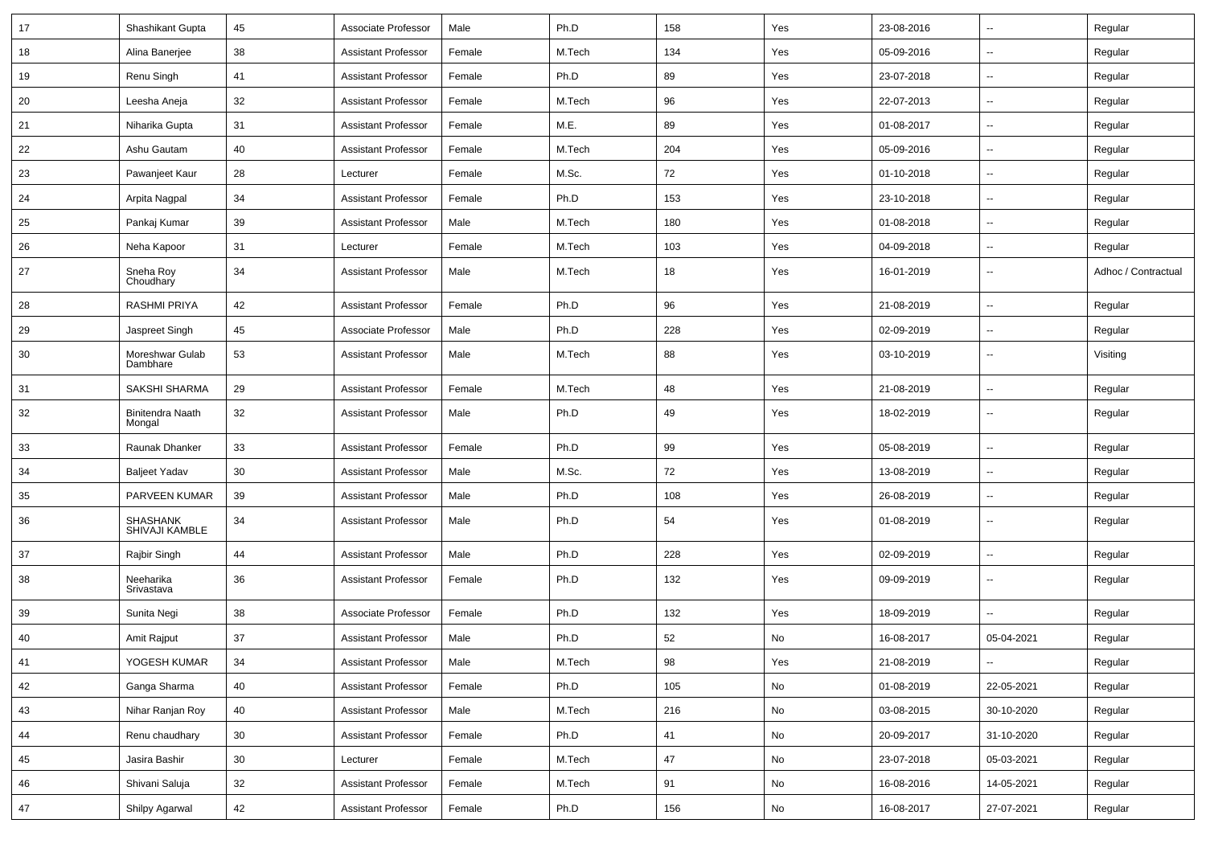| | | | | | | | | | | |
|---|---|---|---|---|---|---|---|---|---|---|
| 17 | Shashikant Gupta | 45 | Associate Professor | Male | Ph.D | 158 | Yes | 23-08-2016 | -- | Regular |
| 18 | Alina Banerjee | 38 | Assistant Professor | Female | M.Tech | 134 | Yes | 05-09-2016 | -- | Regular |
| 19 | Renu Singh | 41 | Assistant Professor | Female | Ph.D | 89 | Yes | 23-07-2018 | -- | Regular |
| 20 | Leesha Aneja | 32 | Assistant Professor | Female | M.Tech | 96 | Yes | 22-07-2013 | -- | Regular |
| 21 | Niharika Gupta | 31 | Assistant Professor | Female | M.E. | 89 | Yes | 01-08-2017 | -- | Regular |
| 22 | Ashu Gautam | 40 | Assistant Professor | Female | M.Tech | 204 | Yes | 05-09-2016 | -- | Regular |
| 23 | Pawanjeet Kaur | 28 | Lecturer | Female | M.Sc. | 72 | Yes | 01-10-2018 | -- | Regular |
| 24 | Arpita Nagpal | 34 | Assistant Professor | Female | Ph.D | 153 | Yes | 23-10-2018 | -- | Regular |
| 25 | Pankaj Kumar | 39 | Assistant Professor | Male | M.Tech | 180 | Yes | 01-08-2018 | -- | Regular |
| 26 | Neha Kapoor | 31 | Lecturer | Female | M.Tech | 103 | Yes | 04-09-2018 | -- | Regular |
| 27 | Sneha Roy Choudhary | 34 | Assistant Professor | Male | M.Tech | 18 | Yes | 16-01-2019 | -- | Adhoc / Contractual |
| 28 | RASHMI PRIYA | 42 | Assistant Professor | Female | Ph.D | 96 | Yes | 21-08-2019 | -- | Regular |
| 29 | Jaspreet Singh | 45 | Associate Professor | Male | Ph.D | 228 | Yes | 02-09-2019 | -- | Regular |
| 30 | Moreshwar Gulab Dambhare | 53 | Assistant Professor | Male | M.Tech | 88 | Yes | 03-10-2019 | -- | Visiting |
| 31 | SAKSHI SHARMA | 29 | Assistant Professor | Female | M.Tech | 48 | Yes | 21-08-2019 | -- | Regular |
| 32 | Binitendra Naath Mongal | 32 | Assistant Professor | Male | Ph.D | 49 | Yes | 18-02-2019 | -- | Regular |
| 33 | Raunak Dhanker | 33 | Assistant Professor | Female | Ph.D | 99 | Yes | 05-08-2019 | -- | Regular |
| 34 | Baljeet Yadav | 30 | Assistant Professor | Male | M.Sc. | 72 | Yes | 13-08-2019 | -- | Regular |
| 35 | PARVEEN KUMAR | 39 | Assistant Professor | Male | Ph.D | 108 | Yes | 26-08-2019 | -- | Regular |
| 36 | SHASHANK SHIVAJI KAMBLE | 34 | Assistant Professor | Male | Ph.D | 54 | Yes | 01-08-2019 | -- | Regular |
| 37 | Rajbir Singh | 44 | Assistant Professor | Male | Ph.D | 228 | Yes | 02-09-2019 | -- | Regular |
| 38 | Neeharika Srivastava | 36 | Assistant Professor | Female | Ph.D | 132 | Yes | 09-09-2019 | -- | Regular |
| 39 | Sunita Negi | 38 | Associate Professor | Female | Ph.D | 132 | Yes | 18-09-2019 | -- | Regular |
| 40 | Amit Rajput | 37 | Assistant Professor | Male | Ph.D | 52 | No | 16-08-2017 | 05-04-2021 | Regular |
| 41 | YOGESH KUMAR | 34 | Assistant Professor | Male | M.Tech | 98 | Yes | 21-08-2019 | -- | Regular |
| 42 | Ganga Sharma | 40 | Assistant Professor | Female | Ph.D | 105 | No | 01-08-2019 | 22-05-2021 | Regular |
| 43 | Nihar Ranjan Roy | 40 | Assistant Professor | Male | M.Tech | 216 | No | 03-08-2015 | 30-10-2020 | Regular |
| 44 | Renu chaudhary | 30 | Assistant Professor | Female | Ph.D | 41 | No | 20-09-2017 | 31-10-2020 | Regular |
| 45 | Jasira Bashir | 30 | Lecturer | Female | M.Tech | 47 | No | 23-07-2018 | 05-03-2021 | Regular |
| 46 | Shivani Saluja | 32 | Assistant Professor | Female | M.Tech | 91 | No | 16-08-2016 | 14-05-2021 | Regular |
| 47 | Shilpy Agarwal | 42 | Assistant Professor | Female | Ph.D | 156 | No | 16-08-2017 | 27-07-2021 | Regular |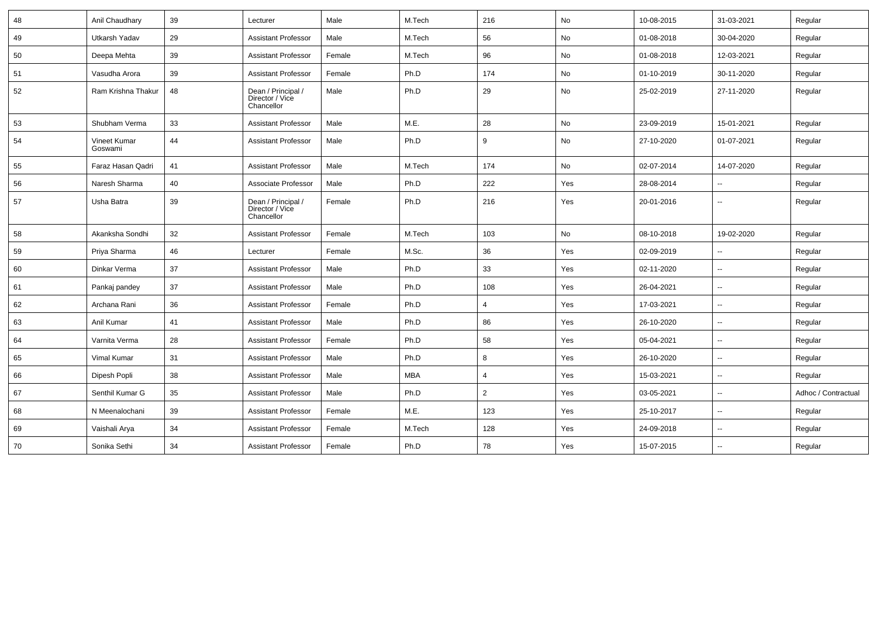| | | | | | | | | | | |
|---|---|---|---|---|---|---|---|---|---|---|
| 48 | Anil Chaudhary | 39 | Lecturer | Male | M.Tech | 216 | No | 10-08-2015 | 31-03-2021 | Regular |
| 49 | Utkarsh Yadav | 29 | Assistant Professor | Male | M.Tech | 56 | No | 01-08-2018 | 30-04-2020 | Regular |
| 50 | Deepa Mehta | 39 | Assistant Professor | Female | M.Tech | 96 | No | 01-08-2018 | 12-03-2021 | Regular |
| 51 | Vasudha Arora | 39 | Assistant Professor | Female | Ph.D | 174 | No | 01-10-2019 | 30-11-2020 | Regular |
| 52 | Ram Krishna Thakur | 48 | Dean / Principal / Director / Vice Chancellor | Male | Ph.D | 29 | No | 25-02-2019 | 27-11-2020 | Regular |
| 53 | Shubham Verma | 33 | Assistant Professor | Male | M.E. | 28 | No | 23-09-2019 | 15-01-2021 | Regular |
| 54 | Vineet Kumar Goswami | 44 | Assistant Professor | Male | Ph.D | 9 | No | 27-10-2020 | 01-07-2021 | Regular |
| 55 | Faraz Hasan Qadri | 41 | Assistant Professor | Male | M.Tech | 174 | No | 02-07-2014 | 14-07-2020 | Regular |
| 56 | Naresh Sharma | 40 | Associate Professor | Male | Ph.D | 222 | Yes | 28-08-2014 | -- | Regular |
| 57 | Usha Batra | 39 | Dean / Principal / Director / Vice Chancellor | Female | Ph.D | 216 | Yes | 20-01-2016 | -- | Regular |
| 58 | Akanksha Sondhi | 32 | Assistant Professor | Female | M.Tech | 103 | No | 08-10-2018 | 19-02-2020 | Regular |
| 59 | Priya Sharma | 46 | Lecturer | Female | M.Sc. | 36 | Yes | 02-09-2019 | -- | Regular |
| 60 | Dinkar Verma | 37 | Assistant Professor | Male | Ph.D | 33 | Yes | 02-11-2020 | -- | Regular |
| 61 | Pankaj pandey | 37 | Assistant Professor | Male | Ph.D | 108 | Yes | 26-04-2021 | -- | Regular |
| 62 | Archana Rani | 36 | Assistant Professor | Female | Ph.D | 4 | Yes | 17-03-2021 | -- | Regular |
| 63 | Anil Kumar | 41 | Assistant Professor | Male | Ph.D | 86 | Yes | 26-10-2020 | -- | Regular |
| 64 | Varnita Verma | 28 | Assistant Professor | Female | Ph.D | 58 | Yes | 05-04-2021 | -- | Regular |
| 65 | Vimal Kumar | 31 | Assistant Professor | Male | Ph.D | 8 | Yes | 26-10-2020 | -- | Regular |
| 66 | Dipesh Popli | 38 | Assistant Professor | Male | MBA | 4 | Yes | 15-03-2021 | -- | Regular |
| 67 | Senthil Kumar G | 35 | Assistant Professor | Male | Ph.D | 2 | Yes | 03-05-2021 | -- | Adhoc / Contractual |
| 68 | N Meenalochani | 39 | Assistant Professor | Female | M.E. | 123 | Yes | 25-10-2017 | -- | Regular |
| 69 | Vaishali Arya | 34 | Assistant Professor | Female | M.Tech | 128 | Yes | 24-09-2018 | -- | Regular |
| 70 | Sonika Sethi | 34 | Assistant Professor | Female | Ph.D | 78 | Yes | 15-07-2015 | -- | Regular |